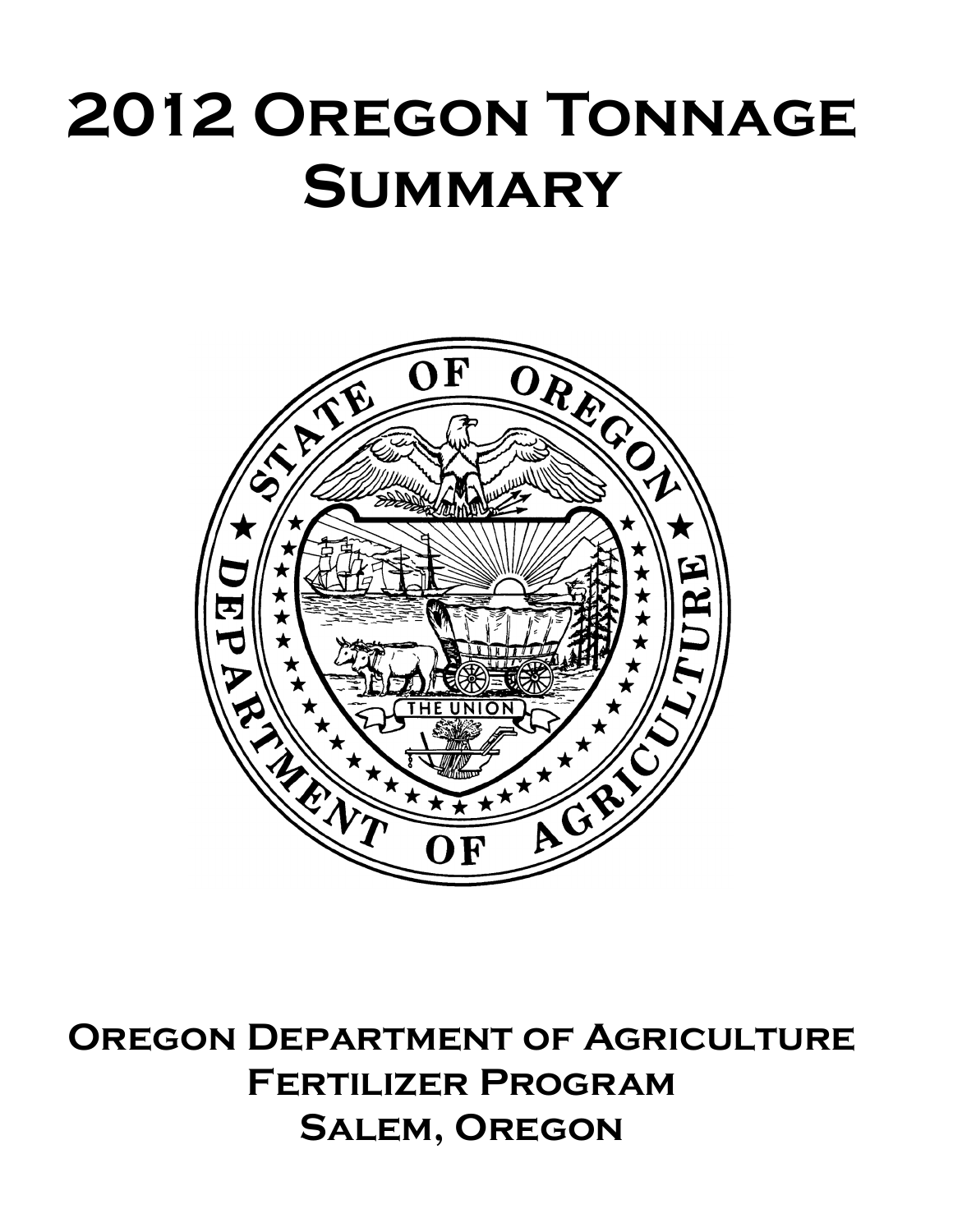# 2012 Oregon Tonnage Summary

**Oregon Department of Agriculture**
**Fertilizer Program**
**Salem, Oregon**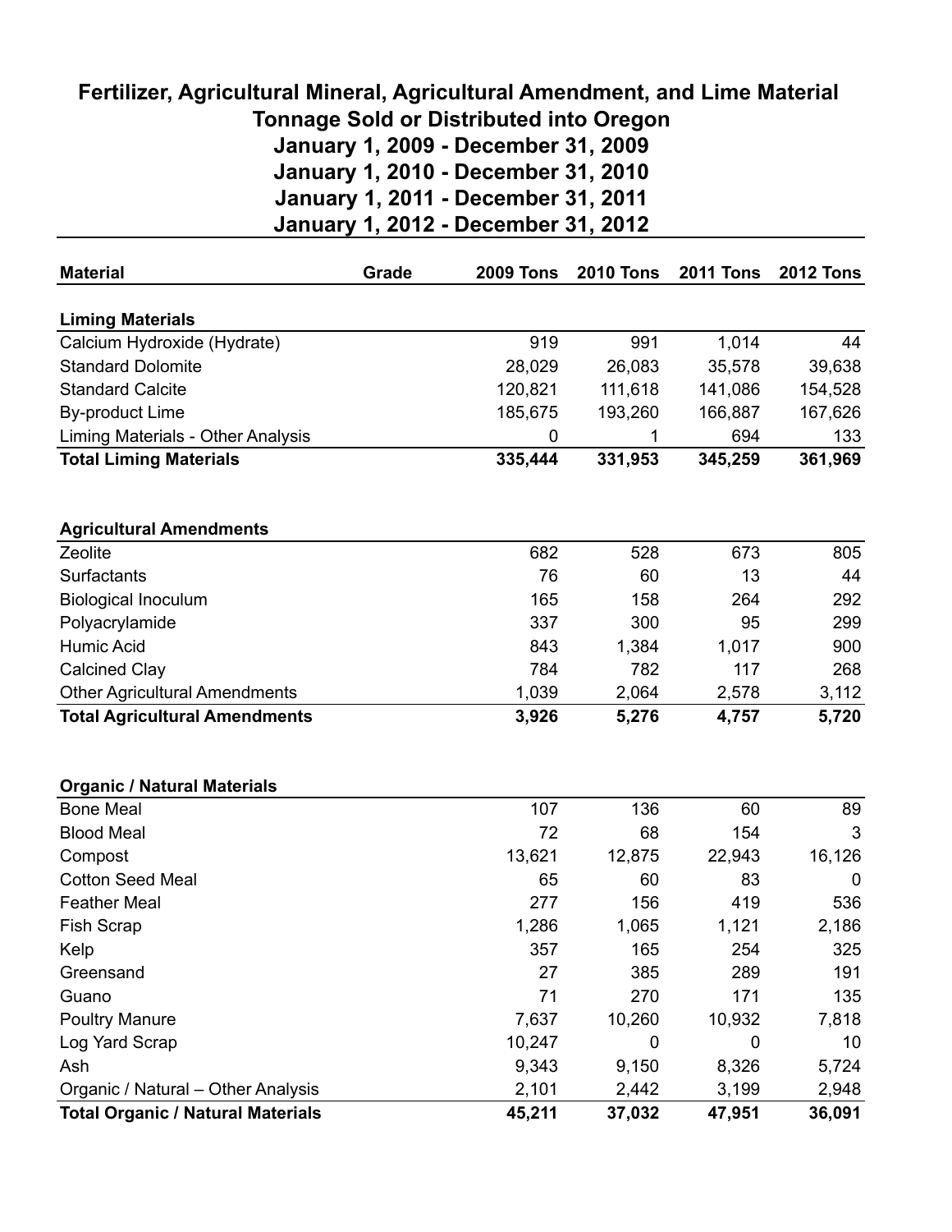# Fertilizer, Agricultural Mineral, Agricultural Amendment, and Lime Material Tonnage Sold or Distributed into Oregon

## January 1, 2009 - December 31, 2009
## January 1, 2010 - December 31, 2010
## January 1, 2011 - December 31, 2011
## January 1, 2012 - December 31, 2012

| Material | Grade | 2009 Tons | 2010 Tons | 2011 Tons | 2012 Tons |
|---|---|---|---|---|---|
| **Liming Materials** | | | | | |
| Calcium Hydroxide (Hydrate) | | 919 | 991 | 1,014 | 44 |
| Standard Dolomite | | 28,029 | 26,083 | 35,578 | 39,638 |
| Standard Calcite | | 120,821 | 111,618 | 141,086 | 154,528 |
| By-product Lime | | 185,675 | 193,260 | 166,887 | 167,626 |
| Liming Materials - Other Analysis | | 0 | 1 | 694 | 133 |
| **Total Liming Materials** | | **335,444** | **331,953** | **345,259** | **361,969** |
| | | | | | |
| **Agricultural Amendments** | | | | | |
| Zeolite | | 682 | 528 | 673 | 805 |
| Surfactants | | 76 | 60 | 13 | 44 |
| Biological Inoculum | | 165 | 158 | 264 | 292 |
| Polyacrylamide | | 337 | 300 | 95 | 299 |
| Humic Acid | | 843 | 1,384 | 1,017 | 900 |
| Calcined Clay | | 784 | 782 | 117 | 268 |
| Other Agricultural Amendments | | 1,039 | 2,064 | 2,578 | 3,112 |
| **Total Agricultural Amendments** | | **3,926** | **5,276** | **4,757** | **5,720** |
| | | | | | |
| **Organic / Natural Materials** | | | | | |
| Bone Meal | | 107 | 136 | 60 | 89 |
| Blood Meal | | 72 | 68 | 154 | 3 |
| Compost | | 13,621 | 12,875 | 22,943 | 16,126 |
| Cotton Seed Meal | | 65 | 60 | 83 | 0 |
| Feather Meal | | 277 | 156 | 419 | 536 |
| Fish Scrap | | 1,286 | 1,065 | 1,121 | 2,186 |
| Kelp | | 357 | 165 | 254 | 325 |
| Greensand | | 27 | 385 | 289 | 191 |
| Guano | | 71 | 270 | 171 | 135 |
| Poultry Manure | | 7,637 | 10,260 | 10,932 | 7,818 |
| Log Yard Scrap | | 10,247 | 0 | 0 | 10 |
| Ash | | 9,343 | 9,150 | 8,326 | 5,724 |
| Organic / Natural – Other Analysis | | 2,101 | 2,442 | 3,199 | 2,948 |
| **Total Organic / Natural Materials** | | **45,211** | **37,032** | **47,951** | **36,091** |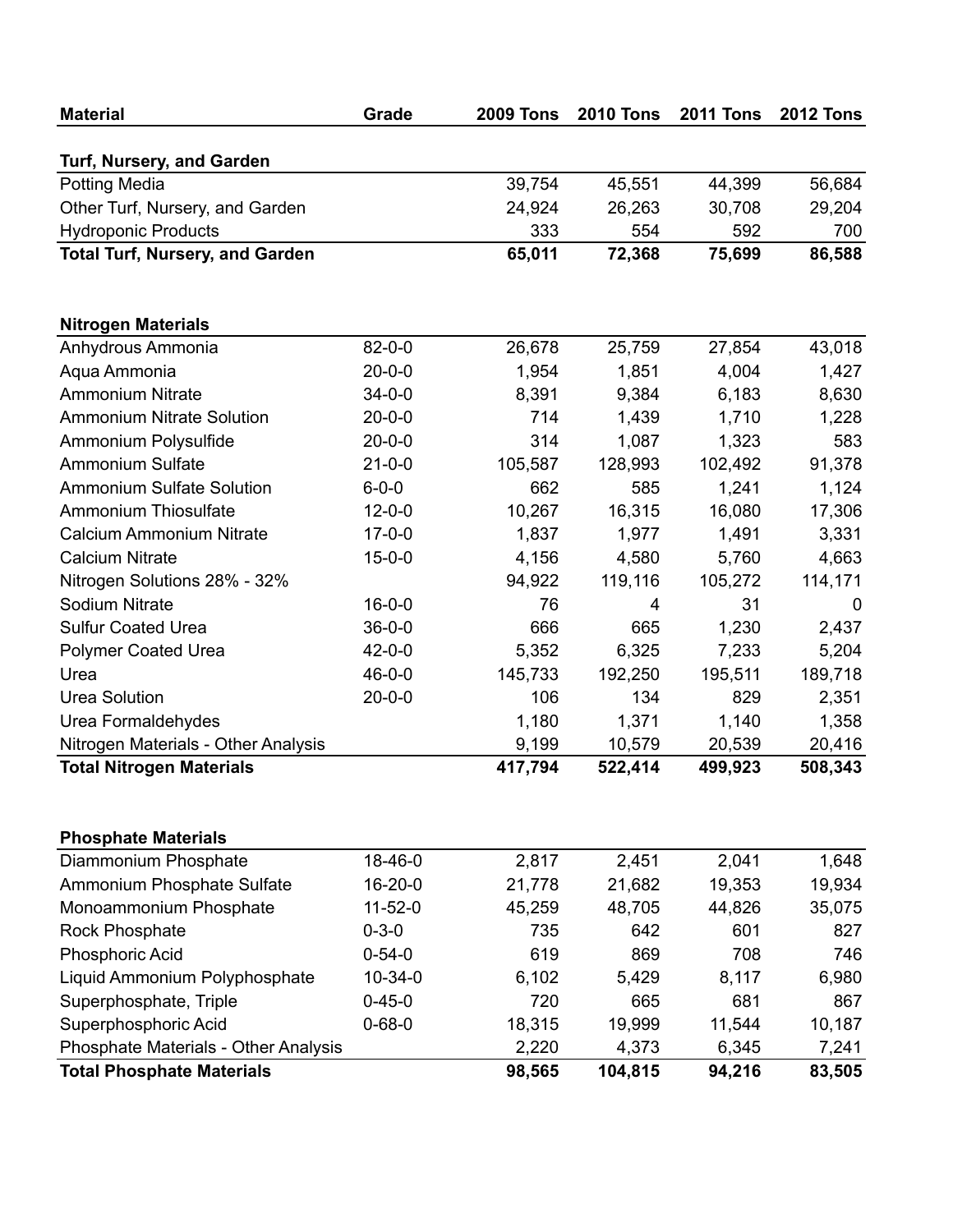| Material | Grade | 2009 Tons | 2010 Tons | 2011 Tons | 2012 Tons |
|---|---|---|---|---|---|
| **Turf, Nursery, and Garden** | | | | | |
| Potting Media | | 39,754 | 45,551 | 44,399 | 56,684 |
| Other Turf, Nursery, and Garden | | 24,924 | 26,263 | 30,708 | 29,204 |
| Hydroponic Products | | 333 | 554 | 592 | 700 |
| **Total Turf, Nursery, and Garden** | | **65,011** | **72,368** | **75,699** | **86,588** |
| | | | | | |
| **Nitrogen Materials** | | | | | |
| Anhydrous Ammonia | 82-0-0 | 26,678 | 25,759 | 27,854 | 43,018 |
| Aqua Ammonia | 20-0-0 | 1,954 | 1,851 | 4,004 | 1,427 |
| Ammonium Nitrate | 34-0-0 | 8,391 | 9,384 | 6,183 | 8,630 |
| Ammonium Nitrate Solution | 20-0-0 | 714 | 1,439 | 1,710 | 1,228 |
| Ammonium Polysulfide | 20-0-0 | 314 | 1,087 | 1,323 | 583 |
| Ammonium Sulfate | 21-0-0 | 105,587 | 128,993 | 102,492 | 91,378 |
| Ammonium Sulfate Solution | 6-0-0 | 662 | 585 | 1,241 | 1,124 |
| Ammonium Thiosulfate | 12-0-0 | 10,267 | 16,315 | 16,080 | 17,306 |
| Calcium Ammonium Nitrate | 17-0-0 | 1,837 | 1,977 | 1,491 | 3,331 |
| Calcium Nitrate | 15-0-0 | 4,156 | 4,580 | 5,760 | 4,663 |
| Nitrogen Solutions 28% - 32% | | 94,922 | 119,116 | 105,272 | 114,171 |
| Sodium Nitrate | 16-0-0 | 76 | 4 | 31 | 0 |
| Sulfur Coated Urea | 36-0-0 | 666 | 665 | 1,230 | 2,437 |
| Polymer Coated Urea | 42-0-0 | 5,352 | 6,325 | 7,233 | 5,204 |
| Urea | 46-0-0 | 145,733 | 192,250 | 195,511 | 189,718 |
| Urea Solution | 20-0-0 | 106 | 134 | 829 | 2,351 |
| Urea Formaldehydes | | 1,180 | 1,371 | 1,140 | 1,358 |
| Nitrogen Materials - Other Analysis | | 9,199 | 10,579 | 20,539 | 20,416 |
| **Total Nitrogen Materials** | | **417,794** | **522,414** | **499,923** | **508,343** |
| | | | | | |
| **Phosphate Materials** | | | | | |
| Diammonium Phosphate | 18-46-0 | 2,817 | 2,451 | 2,041 | 1,648 |
| Ammonium Phosphate Sulfate | 16-20-0 | 21,778 | 21,682 | 19,353 | 19,934 |
| Monoammonium Phosphate | 11-52-0 | 45,259 | 48,705 | 44,826 | 35,075 |
| Rock Phosphate | 0-3-0 | 735 | 642 | 601 | 827 |
| Phosphoric Acid | 0-54-0 | 619 | 869 | 708 | 746 |
| Liquid Ammonium Polyphosphate | 10-34-0 | 6,102 | 5,429 | 8,117 | 6,980 |
| Superphosphate, Triple | 0-45-0 | 720 | 665 | 681 | 867 |
| Superphosphoric Acid | 0-68-0 | 18,315 | 19,999 | 11,544 | 10,187 |
| Phosphate Materials - Other Analysis | | 2,220 | 4,373 | 6,345 | 7,241 |
| **Total Phosphate Materials** | | **98,565** | **104,815** | **94,216** | **83,505** |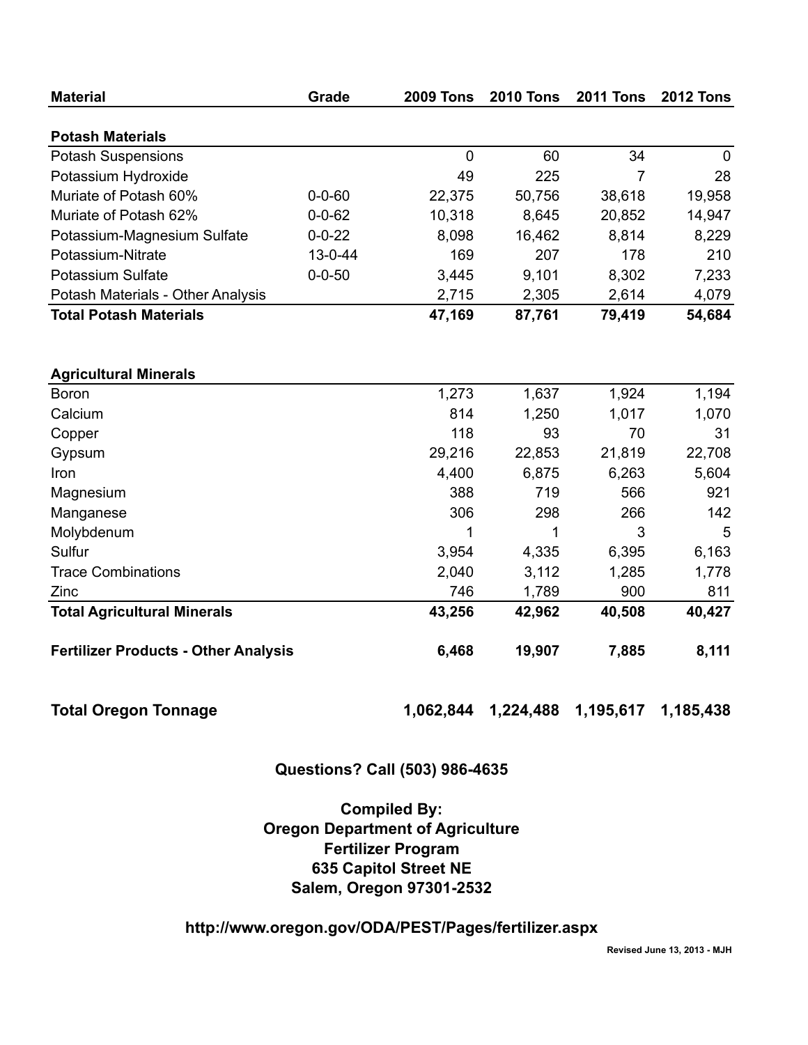| Material | Grade | 2009 Tons | 2010 Tons | 2011 Tons | 2012 Tons |
|---|---|---|---|---|---|
| **Potash Materials** | | | | | |
| Potash Suspensions | | 0 | 60 | 34 | 0 |
| Potassium Hydroxide | | 49 | 225 | 7 | 28 |
| Muriate of Potash 60% | 0-0-60 | 22,375 | 50,756 | 38,618 | 19,958 |
| Muriate of Potash 62% | 0-0-62 | 10,318 | 8,645 | 20,852 | 14,947 |
| Potassium-Magnesium Sulfate | 0-0-22 | 8,098 | 16,462 | 8,814 | 8,229 |
| Potassium-Nitrate | 13-0-44 | 169 | 207 | 178 | 210 |
| Potassium Sulfate | 0-0-50 | 3,445 | 9,101 | 8,302 | 7,233 |
| Potash Materials - Other Analysis | | 2,715 | 2,305 | 2,614 | 4,079 |
| **Total Potash Materials** | | **47,169** | **87,761** | **79,419** | **54,684** |
| **Agricultural Minerals** | | | | | |
| Boron | | 1,273 | 1,637 | 1,924 | 1,194 |
| Calcium | | 814 | 1,250 | 1,017 | 1,070 |
| Copper | | 118 | 93 | 70 | 31 |
| Gypsum | | 29,216 | 22,853 | 21,819 | 22,708 |
| Iron | | 4,400 | 6,875 | 6,263 | 5,604 |
| Magnesium | | 388 | 719 | 566 | 921 |
| Manganese | | 306 | 298 | 266 | 142 |
| Molybdenum | | 1 | 1 | 3 | 5 |
| Sulfur | | 3,954 | 4,335 | 6,395 | 6,163 |
| Trace Combinations | | 2,040 | 3,112 | 1,285 | 1,778 |
| Zinc | | 746 | 1,789 | 900 | 811 |
| **Total Agricultural Minerals** | | **43,256** | **42,962** | **40,508** | **40,427** |
| **Fertilizer Products - Other Analysis** | | **6,468** | **19,907** | **7,885** | **8,111** |
| **Total Oregon Tonnage** | | **1,062,844** | **1,224,488** | **1,195,617** | **1,185,438** |

**Questions? Call (503) 986-4635**

**Compiled By:**
**Oregon Department of Agriculture**
**Fertilizer Program**
**635 Capitol Street NE**
**Salem, Oregon 97301-2532**

**http://www.oregon.gov/ODA/PEST/Pages/fertilizer.aspx**

**Revised June 13, 2013 - MJH**